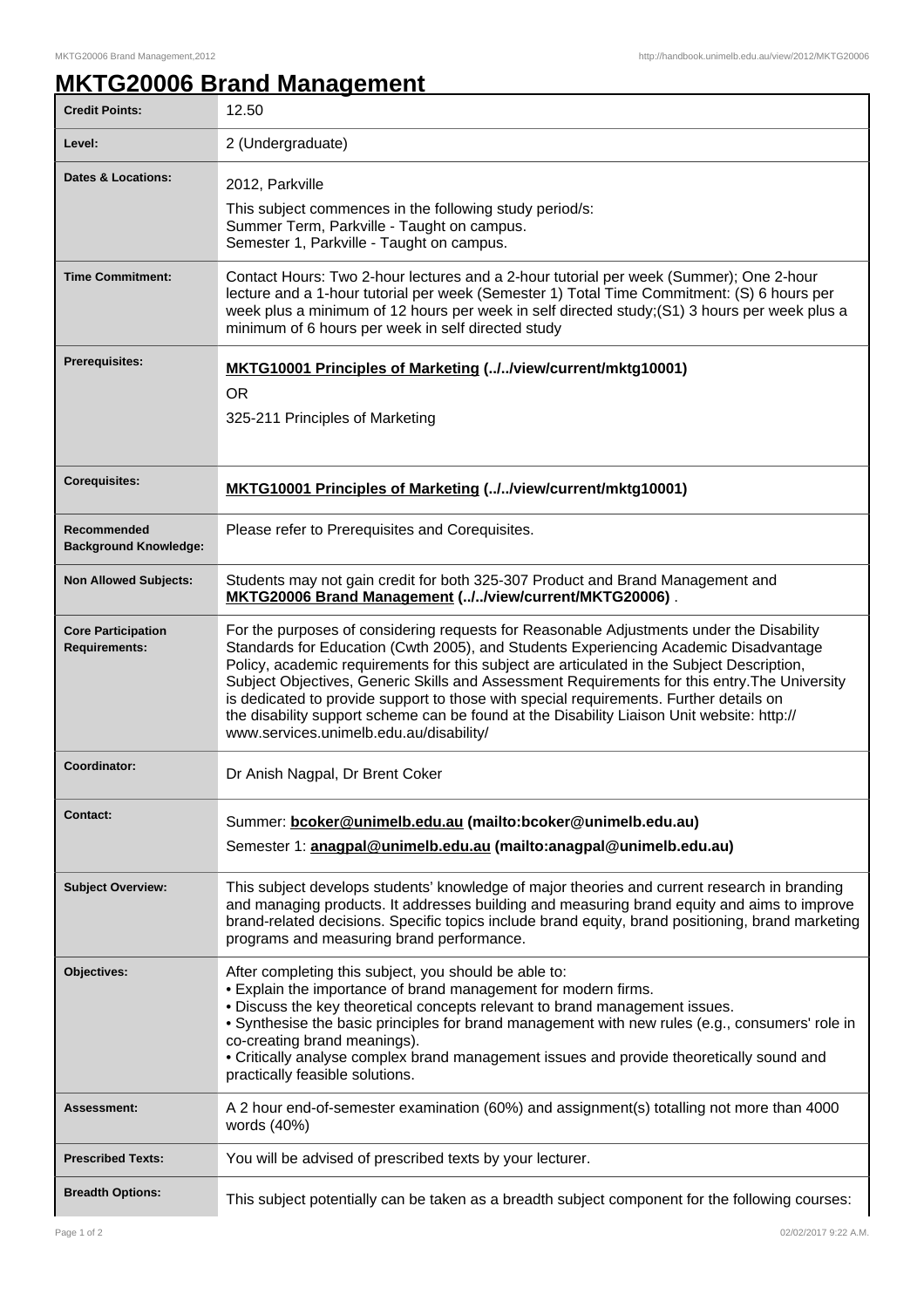# MKTG20006 Brand Management

| | |
|---|---|
| **Credit Points:** | 12.50 |
| **Level:** | 2 (Undergraduate) |
| **Dates & Locations:** | 2012, Parkville<br>This subject commences in the following study period/s:<br>Summer Term, Parkville - Taught on campus.<br>Semester 1, Parkville - Taught on campus. |
| **Time Commitment:** | Contact Hours: Two 2-hour lectures and a 2-hour tutorial per week (Summer); One 2-hour lecture and a 1-hour tutorial per week (Semester 1) Total Time Commitment: (S) 6 hours per week plus a minimum of 12 hours per week in self directed study;(S1) 3 hours per week plus a minimum of 6 hours per week in self directed study |
| **Prerequisites:** | **MKTG10001 Principles of Marketing (../../view/current/mktg10001)**<br>OR<br>325-211 Principles of Marketing |
| **Corequisites:** | **MKTG10001 Principles of Marketing (../../view/current/mktg10001)** |
| **Recommended Background Knowledge:** | Please refer to Prerequisites and Corequisites. |
| **Non Allowed Subjects:** | Students may not gain credit for both 325-307 Product and Brand Management and **MKTG20006 Brand Management (../../view/current/MKTG20006)** . |
| **Core Participation Requirements:** | For the purposes of considering requests for Reasonable Adjustments under the Disability Standards for Education (Cwth 2005), and Students Experiencing Academic Disadvantage Policy, academic requirements for this subject are articulated in the Subject Description, Subject Objectives, Generic Skills and Assessment Requirements for this entry.The University is dedicated to provide support to those with special requirements. Further details on the disability support scheme can be found at the Disability Liaison Unit website: http://www.services.unimelb.edu.au/disability/ |
| **Coordinator:** | Dr Anish Nagpal, Dr Brent Coker |
| **Contact:** | Summer: **bcoker@unimelb.edu.au (mailto:bcoker@unimelb.edu.au)**<br>Semester 1: **anagpal@unimelb.edu.au (mailto:anagpal@unimelb.edu.au)** |
| **Subject Overview:** | This subject develops students' knowledge of major theories and current research in branding and managing products. It addresses building and measuring brand equity and aims to improve brand-related decisions. Specific topics include brand equity, brand positioning, brand marketing programs and measuring brand performance. |
| **Objectives:** | After completing this subject, you should be able to:<br>• Explain the importance of brand management for modern firms.<br>• Discuss the key theoretical concepts relevant to brand management issues.<br>• Synthesise the basic principles for brand management with new rules (e.g., consumers' role in co-creating brand meanings).<br>• Critically analyse complex brand management issues and provide theoretically sound and practically feasible solutions. |
| **Assessment:** | A 2 hour end-of-semester examination (60%) and assignment(s) totalling not more than 4000 words (40%) |
| **Prescribed Texts:** | You will be advised of prescribed texts by your lecturer. |
| **Breadth Options:** | This subject potentially can be taken as a breadth subject component for the following courses: |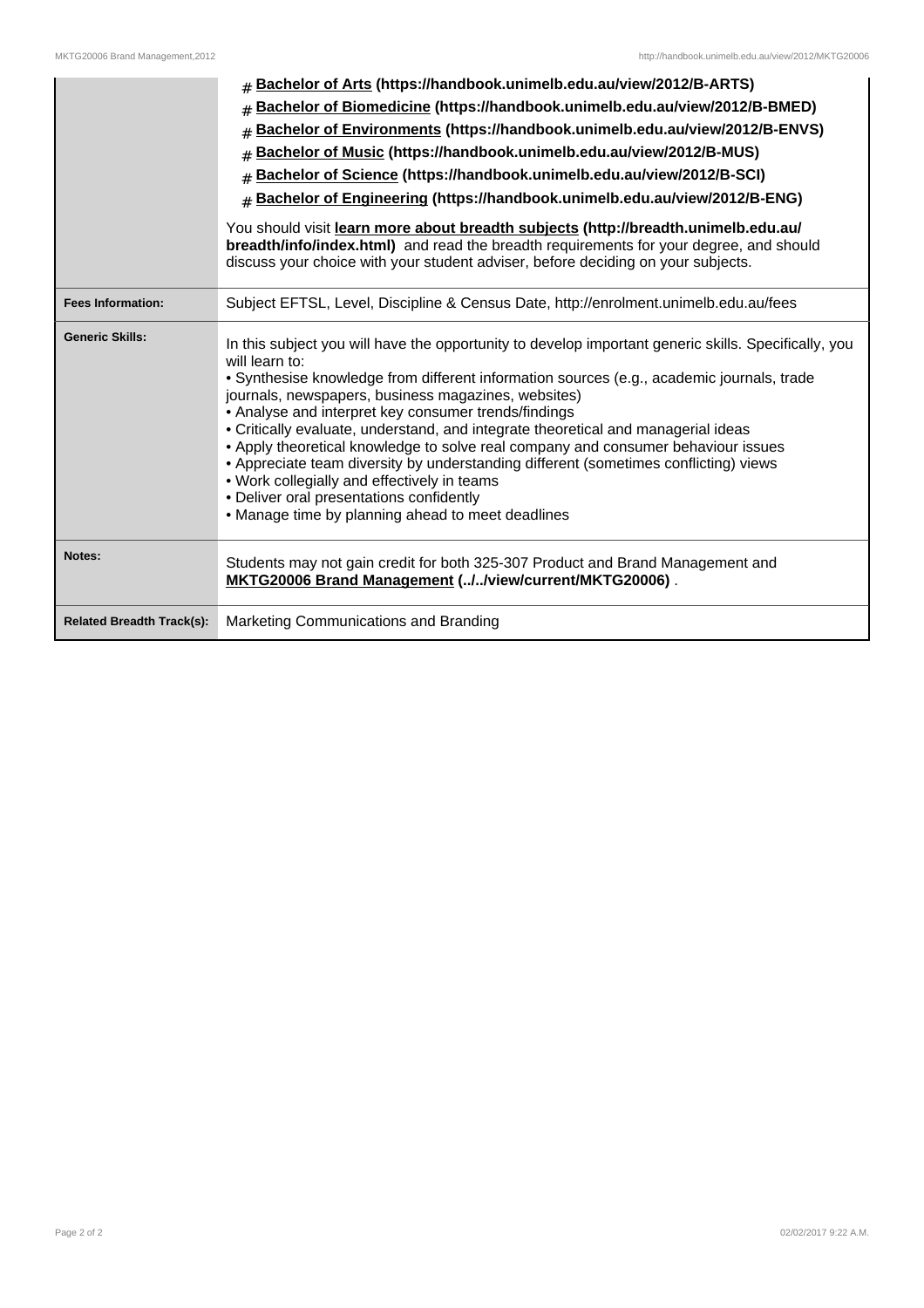| | |
|---|---|
| | # **Bachelor of Arts (https://handbook.unimelb.edu.au/view/2012/B-ARTS)**<br># **Bachelor of Biomedicine (https://handbook.unimelb.edu.au/view/2012/B-BMED)**<br># **Bachelor of Environments (https://handbook.unimelb.edu.au/view/2012/B-ENVS)**<br># **Bachelor of Music (https://handbook.unimelb.edu.au/view/2012/B-MUS)**<br># **Bachelor of Science (https://handbook.unimelb.edu.au/view/2012/B-SCI)**<br># **Bachelor of Engineering (https://handbook.unimelb.edu.au/view/2012/B-ENG)**<br><br>You should visit **learn more about breadth subjects (http://breadth.unimelb.edu.au/breadth/info/index.html)** and read the breadth requirements for your degree, and should discuss your choice with your student adviser, before deciding on your subjects. |
| **Fees Information:** | Subject EFTSL, Level, Discipline & Census Date, http://enrolment.unimelb.edu.au/fees |
| **Generic Skills:** | In this subject you will have the opportunity to develop important generic skills. Specifically, you will learn to:<br>• Synthesise knowledge from different information sources (e.g., academic journals, trade journals, newspapers, business magazines, websites)<br>• Analyse and interpret key consumer trends/findings<br>• Critically evaluate, understand, and integrate theoretical and managerial ideas<br>• Apply theoretical knowledge to solve real company and consumer behaviour issues<br>• Appreciate team diversity by understanding different (sometimes conflicting) views<br>• Work collegially and effectively in teams<br>• Deliver oral presentations confidently<br>• Manage time by planning ahead to meet deadlines |
| **Notes:** | Students may not gain credit for both 325-307 Product and Brand Management and **MKTG20006 Brand Management (../../view/current/MKTG20006)** . |
| **Related Breadth Track(s):** | Marketing Communications and Branding |